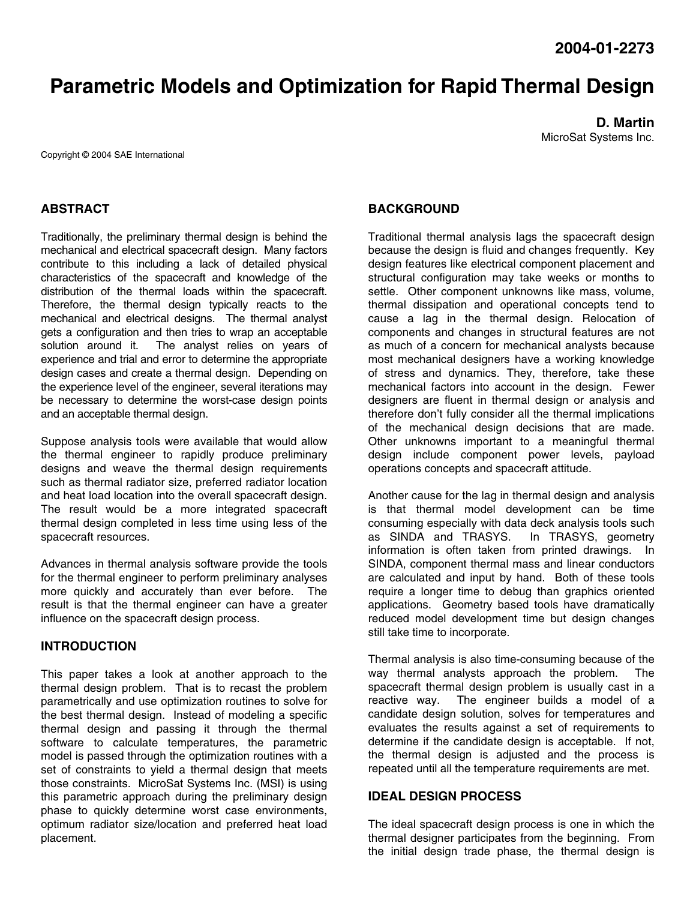2004-01-2273

# Parametric Models and Optimization for Rapid Thermal Design

**D. Martin**
MicroSat Systems Inc.

Copyright © 2004 SAE International

## ABSTRACT

Traditionally, the preliminary thermal design is behind the mechanical and electrical spacecraft design. Many factors contribute to this including a lack of detailed physical characteristics of the spacecraft and knowledge of the distribution of the thermal loads within the spacecraft. Therefore, the thermal design typically reacts to the mechanical and electrical designs. The thermal analyst gets a configuration and then tries to wrap an acceptable solution around it. The analyst relies on years of experience and trial and error to determine the appropriate design cases and create a thermal design. Depending on the experience level of the engineer, several iterations may be necessary to determine the worst-case design points and an acceptable thermal design.

Suppose analysis tools were available that would allow the thermal engineer to rapidly produce preliminary designs and weave the thermal design requirements such as thermal radiator size, preferred radiator location and heat load location into the overall spacecraft design. The result would be a more integrated spacecraft thermal design completed in less time using less of the spacecraft resources.

Advances in thermal analysis software provide the tools for the thermal engineer to perform preliminary analyses more quickly and accurately than ever before. The result is that the thermal engineer can have a greater influence on the spacecraft design process.

## INTRODUCTION

This paper takes a look at another approach to the thermal design problem. That is to recast the problem parametrically and use optimization routines to solve for the best thermal design. Instead of modeling a specific thermal design and passing it through the thermal software to calculate temperatures, the parametric model is passed through the optimization routines with a set of constraints to yield a thermal design that meets those constraints. MicroSat Systems Inc. (MSI) is using this parametric approach during the preliminary design phase to quickly determine worst case environments, optimum radiator size/location and preferred heat load placement.

## BACKGROUND

Traditional thermal analysis lags the spacecraft design because the design is fluid and changes frequently. Key design features like electrical component placement and structural configuration may take weeks or months to settle. Other component unknowns like mass, volume, thermal dissipation and operational concepts tend to cause a lag in the thermal design. Relocation of components and changes in structural features are not as much of a concern for mechanical analysts because most mechanical designers have a working knowledge of stress and dynamics. They, therefore, take these mechanical factors into account in the design. Fewer designers are fluent in thermal design or analysis and therefore don't fully consider all the thermal implications of the mechanical design decisions that are made. Other unknowns important to a meaningful thermal design include component power levels, payload operations concepts and spacecraft attitude.

Another cause for the lag in thermal design and analysis is that thermal model development can be time consuming especially with data deck analysis tools such as SINDA and TRASYS. In TRASYS, geometry information is often taken from printed drawings. In SINDA, component thermal mass and linear conductors are calculated and input by hand. Both of these tools require a longer time to debug than graphics oriented applications. Geometry based tools have dramatically reduced model development time but design changes still take time to incorporate.

Thermal analysis is also time-consuming because of the way thermal analysts approach the problem. The spacecraft thermal design problem is usually cast in a reactive way. The engineer builds a model of a candidate design solution, solves for temperatures and evaluates the results against a set of requirements to determine if the candidate design is acceptable. If not, the thermal design is adjusted and the process is repeated until all the temperature requirements are met.

## IDEAL DESIGN PROCESS

The ideal spacecraft design process is one in which the thermal designer participates from the beginning. From the initial design trade phase, the thermal design is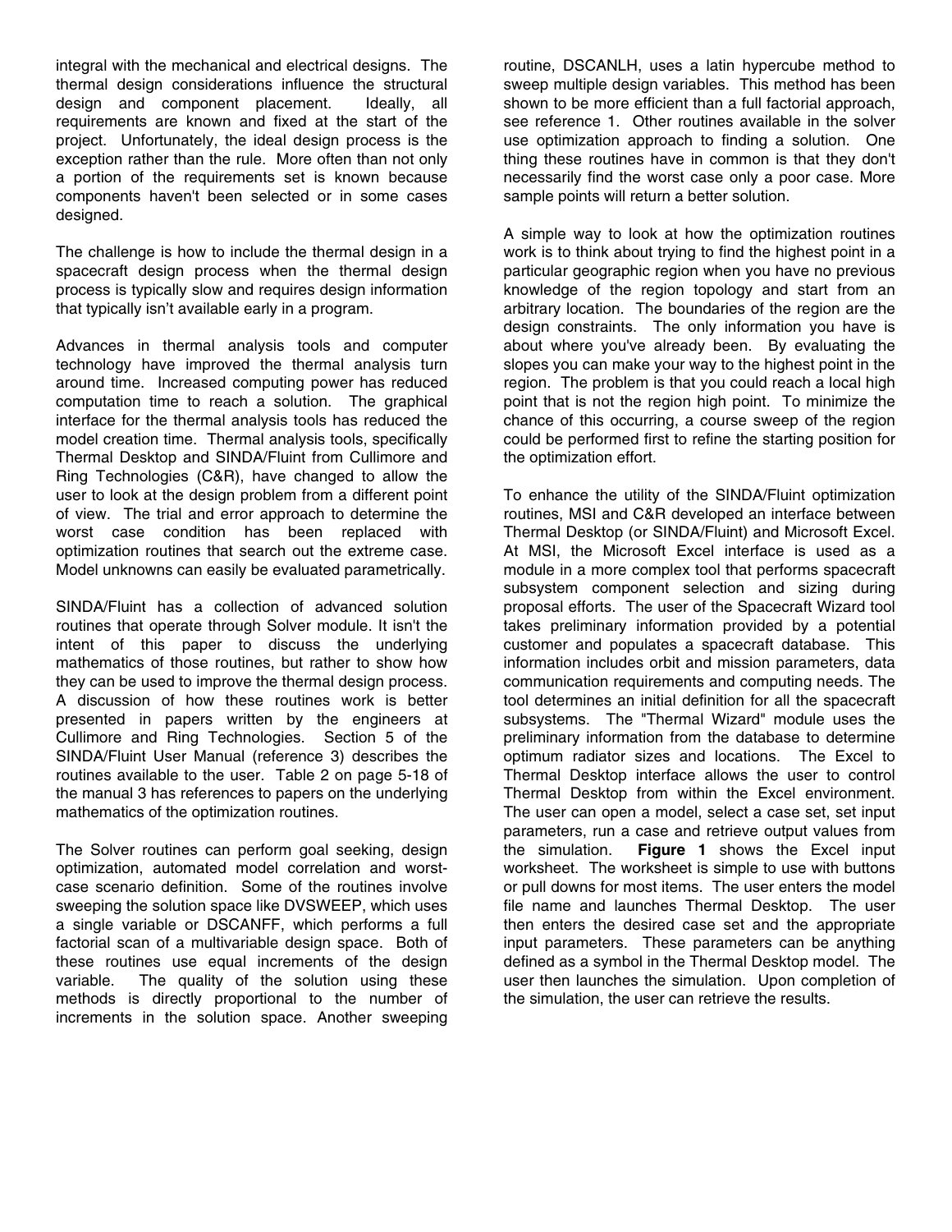integral with the mechanical and electrical designs. The thermal design considerations influence the structural design and component placement. Ideally, all requirements are known and fixed at the start of the project. Unfortunately, the ideal design process is the exception rather than the rule. More often than not only a portion of the requirements set is known because components haven't been selected or in some cases designed.

The challenge is how to include the thermal design in a spacecraft design process when the thermal design process is typically slow and requires design information that typically isn't available early in a program.

Advances in thermal analysis tools and computer technology have improved the thermal analysis turn around time. Increased computing power has reduced computation time to reach a solution. The graphical interface for the thermal analysis tools has reduced the model creation time. Thermal analysis tools, specifically Thermal Desktop and SINDA/Fluint from Cullimore and Ring Technologies (C&R), have changed to allow the user to look at the design problem from a different point of view. The trial and error approach to determine the worst case condition has been replaced with optimization routines that search out the extreme case. Model unknowns can easily be evaluated parametrically.

SINDA/Fluint has a collection of advanced solution routines that operate through Solver module. It isn't the intent of this paper to discuss the underlying mathematics of those routines, but rather to show how they can be used to improve the thermal design process. A discussion of how these routines work is better presented in papers written by the engineers at Cullimore and Ring Technologies. Section 5 of the SINDA/Fluint User Manual (reference 3) describes the routines available to the user. Table 2 on page 5-18 of the manual 3 has references to papers on the underlying mathematics of the optimization routines.

The Solver routines can perform goal seeking, design optimization, automated model correlation and worst-case scenario definition. Some of the routines involve sweeping the solution space like DVSWEEP, which uses a single variable or DSCANFF, which performs a full factorial scan of a multivariable design space. Both of these routines use equal increments of the design variable. The quality of the solution using these methods is directly proportional to the number of increments in the solution space. Another sweeping routine, DSCANLH, uses a latin hypercube method to sweep multiple design variables. This method has been shown to be more efficient than a full factorial approach, see reference 1. Other routines available in the solver use optimization approach to finding a solution. One thing these routines have in common is that they don't necessarily find the worst case only a poor case. More sample points will return a better solution.

A simple way to look at how the optimization routines work is to think about trying to find the highest point in a particular geographic region when you have no previous knowledge of the region topology and start from an arbitrary location. The boundaries of the region are the design constraints. The only information you have is about where you've already been. By evaluating the slopes you can make your way to the highest point in the region. The problem is that you could reach a local high point that is not the region high point. To minimize the chance of this occurring, a course sweep of the region could be performed first to refine the starting position for the optimization effort.

To enhance the utility of the SINDA/Fluint optimization routines, MSI and C&R developed an interface between Thermal Desktop (or SINDA/Fluint) and Microsoft Excel. At MSI, the Microsoft Excel interface is used as a module in a more complex tool that performs spacecraft subsystem component selection and sizing during proposal efforts. The user of the Spacecraft Wizard tool takes preliminary information provided by a potential customer and populates a spacecraft database. This information includes orbit and mission parameters, data communication requirements and computing needs. The tool determines an initial definition for all the spacecraft subsystems. The "Thermal Wizard" module uses the preliminary information from the database to determine optimum radiator sizes and locations. The Excel to Thermal Desktop interface allows the user to control Thermal Desktop from within the Excel environment. The user can open a model, select a case set, set input parameters, run a case and retrieve output values from the simulation. **Figure 1** shows the Excel input worksheet. The worksheet is simple to use with buttons or pull downs for most items. The user enters the model file name and launches Thermal Desktop. The user then enters the desired case set and the appropriate input parameters. These parameters can be anything defined as a symbol in the Thermal Desktop model. The user then launches the simulation. Upon completion of the simulation, the user can retrieve the results.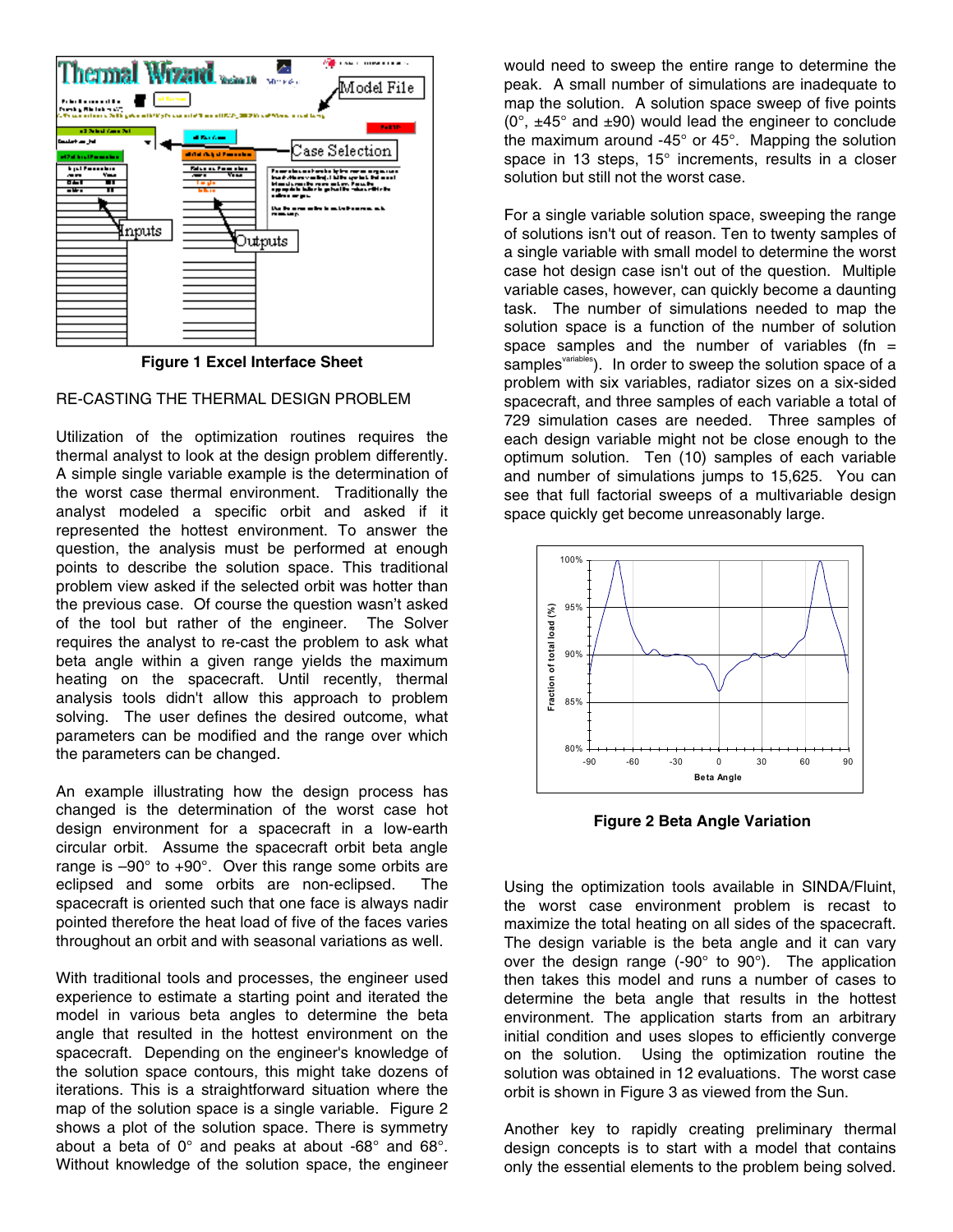Figure 1 Excel Interface Sheet

## RE-CASTING THE THERMAL DESIGN PROBLEM

Utilization of the optimization routines requires the thermal analyst to look at the design problem differently. A simple single variable example is the determination of the worst case thermal environment. Traditionally the analyst modeled a specific orbit and asked if it represented the hottest environment. To answer the question, the analysis must be performed at enough points to describe the solution space. This traditional problem view asked if the selected orbit was hotter than the previous case. Of course the question wasn't asked of the tool but rather of the engineer. The Solver requires the analyst to re-cast the problem to ask what beta angle within a given range yields the maximum heating on the spacecraft. Until recently, thermal analysis tools didn't allow this approach to problem solving. The user defines the desired outcome, what parameters can be modified and the range over which the parameters can be changed.

An example illustrating how the design process has changed is the determination of the worst case hot design environment for a spacecraft in a low-earth circular orbit. Assume the spacecraft orbit beta angle range is –90° to +90°. Over this range some orbits are eclipsed and some orbits are non-eclipsed. The spacecraft is oriented such that one face is always nadir pointed therefore the heat load of five of the faces varies throughout an orbit and with seasonal variations as well.

With traditional tools and processes, the engineer used experience to estimate a starting point and iterated the model in various beta angles to determine the beta angle that resulted in the hottest environment on the spacecraft. Depending on the engineer's knowledge of the solution space contours, this might take dozens of iterations. This is a straightforward situation where the map of the solution space is a single variable. Figure 2 shows a plot of the solution space. There is symmetry about a beta of 0° and peaks at about -68° and 68°. Without knowledge of the solution space, the engineer would need to sweep the entire range to determine the peak. A small number of simulations are inadequate to map the solution. A solution space sweep of five points (0°, ±45° and ±90) would lead the engineer to conclude the maximum around -45° or 45°. Mapping the solution space in 13 steps, 15° increments, results in a closer solution but still not the worst case.

For a single variable solution space, sweeping the range of solutions isn't out of reason. Ten to twenty samples of a single variable with small model to determine the worst case hot design case isn't out of the question. Multiple variable cases, however, can quickly become a daunting task. The number of simulations needed to map the solution space is a function of the number of solution space samples and the number of variables ($fn = samples^{variables}$). In order to sweep the solution space of a problem with six variables, radiator sizes on a six-sided spacecraft, and three samples of each variable a total of 729 simulation cases are needed. Three samples of each design variable might not be close enough to the optimum solution. Ten (10) samples of each variable and number of simulations jumps to 15,625. You can see that full factorial sweeps of a multivariable design space quickly get become unreasonably large.

Figure 2 Beta Angle Variation

Using the optimization tools available in SINDA/Fluint, the worst case environment problem is recast to maximize the total heating on all sides of the spacecraft. The design variable is the beta angle and it can vary over the design range (-90° to 90°). The application then takes this model and runs a number of cases to determine the beta angle that results in the hottest environment. The application starts from an arbitrary initial condition and uses slopes to efficiently converge on the solution. Using the optimization routine the solution was obtained in 12 evaluations. The worst case orbit is shown in Figure 3 as viewed from the Sun.

Another key to rapidly creating preliminary thermal design concepts is to start with a model that contains only the essential elements to the problem being solved.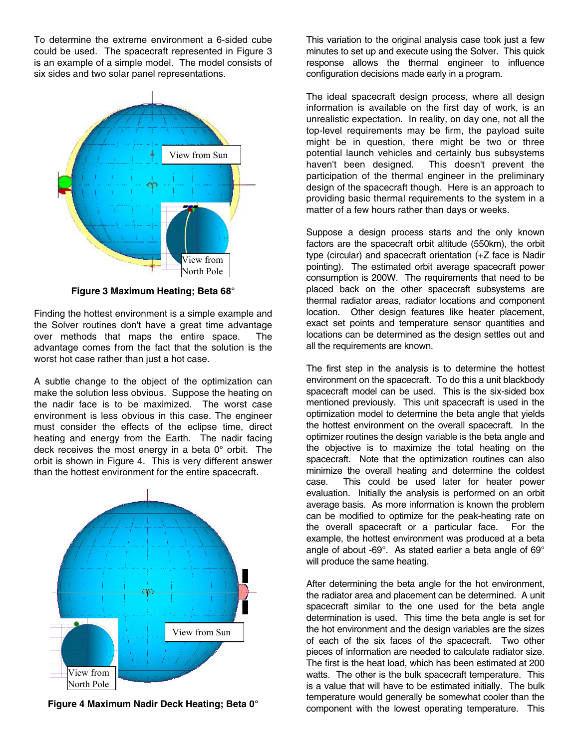To determine the extreme environment a 6-sided cube could be used. The spacecraft represented in Figure 3 is an example of a simple model. The model consists of six sides and two solar panel representations.

**Figure 3 Maximum Heating; Beta 68°**

Finding the hottest environment is a simple example and the Solver routines don't have a great time advantage over methods that maps the entire space. The advantage comes from the fact that the solution is the worst hot case rather than just a hot case.

A subtle change to the object of the optimization can make the solution less obvious. Suppose the heating on the nadir face is to be maximized. The worst case environment is less obvious in this case. The engineer must consider the effects of the eclipse time, direct heating and energy from the Earth. The nadir facing deck receives the most energy in a beta 0° orbit. The orbit is shown in Figure 4. This is very different answer than the hottest environment for the entire spacecraft.

**Figure 4 Maximum Nadir Deck Heating; Beta 0°**

This variation to the original analysis case took just a few minutes to set up and execute using the Solver. This quick response allows the thermal engineer to influence configuration decisions made early in a program.

The ideal spacecraft design process, where all design information is available on the first day of work, is an unrealistic expectation. In reality, on day one, not all the top-level requirements may be firm, the payload suite might be in question, there might be two or three potential launch vehicles and certainly bus subsystems haven't been designed. This doesn't prevent the participation of the thermal engineer in the preliminary design of the spacecraft though. Here is an approach to providing basic thermal requirements to the system in a matter of a few hours rather than days or weeks.

Suppose a design process starts and the only known factors are the spacecraft orbit altitude (550km), the orbit type (circular) and spacecraft orientation (+Z face is Nadir pointing). The estimated orbit average spacecraft power consumption is 200W. The requirements that need to be placed back on the other spacecraft subsystems are thermal radiator areas, radiator locations and component location. Other design features like heater placement, exact set points and temperature sensor quantities and locations can be determined as the design settles out and all the requirements are known.

The first step in the analysis is to determine the hottest environment on the spacecraft. To do this a unit blackbody spacecraft model can be used. This is the six-sided box mentioned previously. This unit spacecraft is used in the optimization model to determine the beta angle that yields the hottest environment on the overall spacecraft. In the optimizer routines the design variable is the beta angle and the objective is to maximize the total heating on the spacecraft. Note that the optimization routines can also minimize the overall heating and determine the coldest case. This could be used later for heater power evaluation. Initially the analysis is performed on an orbit average basis. As more information is known the problem can be modified to optimize for the peak-heating rate on the overall spacecraft or a particular face. For the example, the hottest environment was produced at a beta angle of about -69°. As stated earlier a beta angle of 69° will produce the same heating.

After determining the beta angle for the hot environment, the radiator area and placement can be determined. A unit spacecraft similar to the one used for the beta angle determination is used. This time the beta angle is set for the hot environment and the design variables are the sizes of each of the six faces of the spacecraft. Two other pieces of information are needed to calculate radiator size. The first is the heat load, which has been estimated at 200 watts. The other is the bulk spacecraft temperature. This is a value that will have to be estimated initially. The bulk temperature would generally be somewhat cooler than the component with the lowest operating temperature. This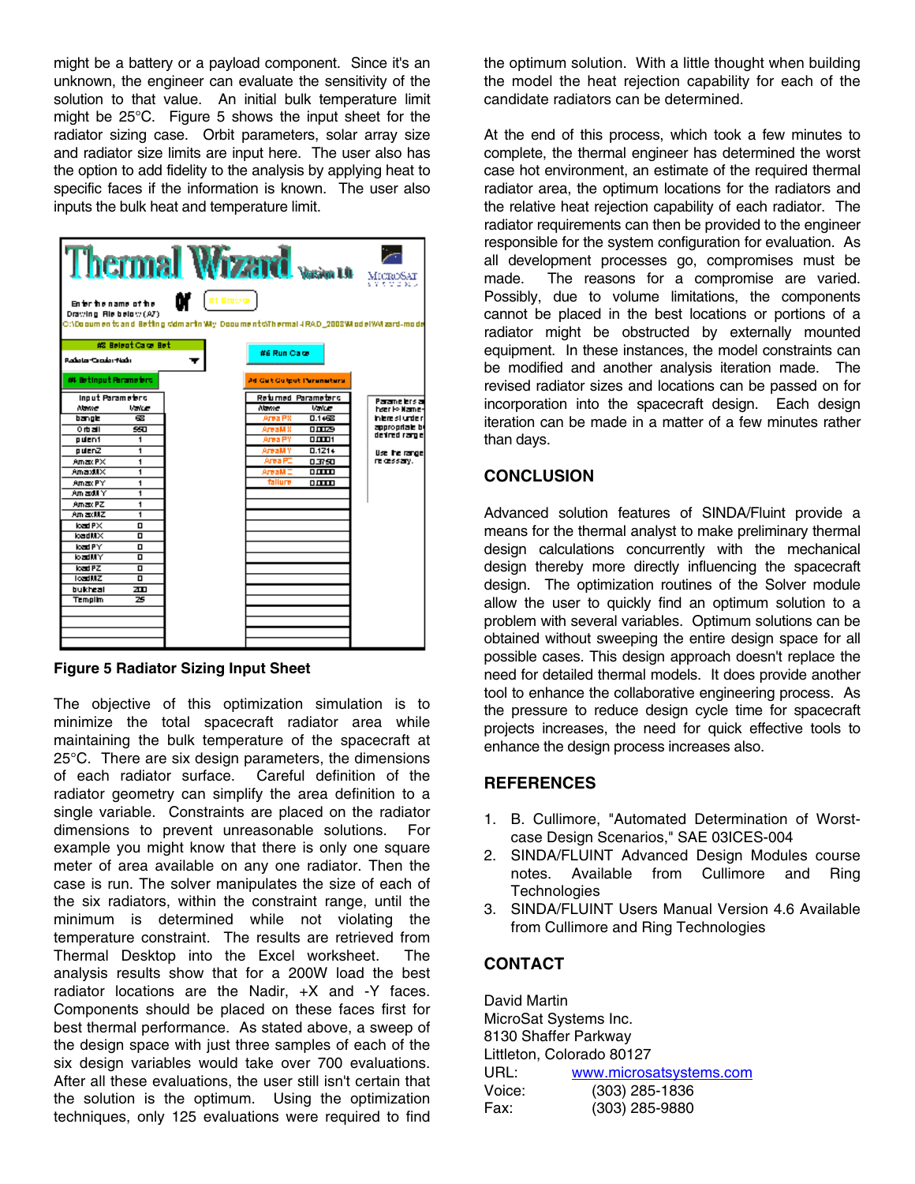might be a battery or a payload component. Since it's an unknown, the engineer can evaluate the sensitivity of the solution to that value. An initial bulk temperature limit might be 25°C. Figure 5 shows the input sheet for the radiator sizing case. Orbit parameters, solar array size and radiator size limits are input here. The user also has the option to add fidelity to the analysis by applying heat to specific faces if the information is known. The user also inputs the bulk heat and temperature limit.

**Figure 5 Radiator Sizing Input Sheet**

The objective of this optimization simulation is to minimize the total spacecraft radiator area while maintaining the bulk temperature of the spacecraft at 25°C. There are six design parameters, the dimensions of each radiator surface. Careful definition of the radiator geometry can simplify the area definition to a single variable. Constraints are placed on the radiator dimensions to prevent unreasonable solutions. For example you might know that there is only one square meter of area available on any one radiator. Then the case is run. The solver manipulates the size of each of the six radiators, within the constraint range, until the minimum is determined while not violating the temperature constraint. The results are retrieved from Thermal Desktop into the Excel worksheet. The analysis results show that for a 200W load the best radiator locations are the Nadir, +X and -Y faces. Components should be placed on these faces first for best thermal performance. As stated above, a sweep of the design space with just three samples of each of the six design variables would take over 700 evaluations. After all these evaluations, the user still isn't certain that the solution is the optimum. Using the optimization techniques, only 125 evaluations were required to find the optimum solution. With a little thought when building the model the heat rejection capability for each of the candidate radiators can be determined.

At the end of this process, which took a few minutes to complete, the thermal engineer has determined the worst case hot environment, an estimate of the required thermal radiator area, the optimum locations for the radiators and the relative heat rejection capability of each radiator. The radiator requirements can then be provided to the engineer responsible for the system configuration for evaluation. As all development processes go, compromises must be made. The reasons for a compromise are varied. Possibly, due to volume limitations, the components cannot be placed in the best locations or portions of a radiator might be obstructed by externally mounted equipment. In these instances, the model constraints can be modified and another analysis iteration made. The revised radiator sizes and locations can be passed on for incorporation into the spacecraft design. Each design iteration can be made in a matter of a few minutes rather than days.

## CONCLUSION

Advanced solution features of SINDA/Fluint provide a means for the thermal analyst to make preliminary thermal design calculations concurrently with the mechanical design thereby more directly influencing the spacecraft design. The optimization routines of the Solver module allow the user to quickly find an optimum solution to a problem with several variables. Optimum solutions can be obtained without sweeping the entire design space for all possible cases. This design approach doesn't replace the need for detailed thermal models. It does provide another tool to enhance the collaborative engineering process. As the pressure to reduce design cycle time for spacecraft projects increases, the need for quick effective tools to enhance the design process increases also.

## REFERENCES

1. B. Cullimore, "Automated Determination of Worst-case Design Scenarios," SAE 03ICES-004
2. SINDA/FLUINT Advanced Design Modules course notes. Available from Cullimore and Ring Technologies
3. SINDA/FLUINT Users Manual Version 4.6 Available from Cullimore and Ring Technologies

## CONTACT

David Martin
MicroSat Systems Inc.
8130 Shaffer Parkway
Littleton, Colorado 80127
URL: www.microsatsystems.com
Voice: (303) 285-1836
Fax: (303) 285-9880